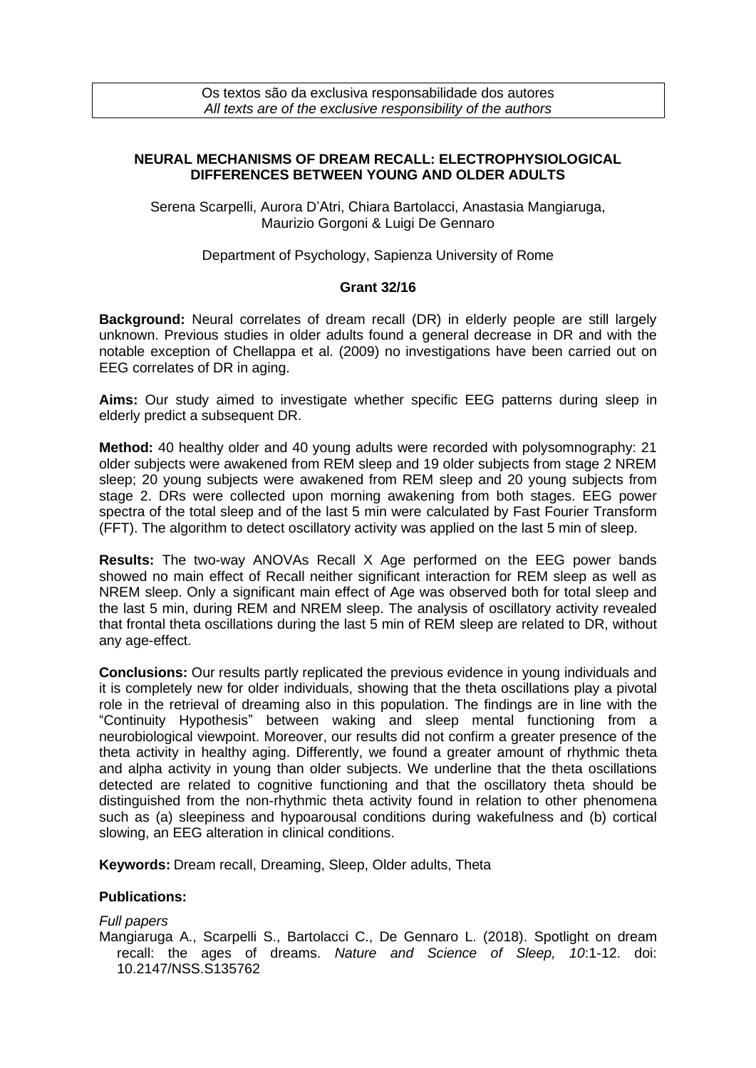Os textos são da exclusiva responsabilidade dos autores
*All texts are of the exclusive responsibility of the authors*

# NEURAL MECHANISMS OF DREAM RECALL: ELECTROPHYSIOLOGICAL DIFFERENCES BETWEEN YOUNG AND OLDER ADULTS

Serena Scarpelli, Aurora D'Atri, Chiara Bartolacci, Anastasia Mangiaruga, Maurizio Gorgoni & Luigi De Gennaro

Department of Psychology, Sapienza University of Rome

**Grant 32/16**

**Background:** Neural correlates of dream recall (DR) in elderly people are still largely unknown. Previous studies in older adults found a general decrease in DR and with the notable exception of Chellappa et al. (2009) no investigations have been carried out on EEG correlates of DR in aging.

**Aims:** Our study aimed to investigate whether specific EEG patterns during sleep in elderly predict a subsequent DR.

**Method:** 40 healthy older and 40 young adults were recorded with polysomnography: 21 older subjects were awakened from REM sleep and 19 older subjects from stage 2 NREM sleep; 20 young subjects were awakened from REM sleep and 20 young subjects from stage 2. DRs were collected upon morning awakening from both stages. EEG power spectra of the total sleep and of the last 5 min were calculated by Fast Fourier Transform (FFT). The algorithm to detect oscillatory activity was applied on the last 5 min of sleep.

**Results:** The two-way ANOVAs Recall X Age performed on the EEG power bands showed no main effect of Recall neither significant interaction for REM sleep as well as NREM sleep. Only a significant main effect of Age was observed both for total sleep and the last 5 min, during REM and NREM sleep. The analysis of oscillatory activity revealed that frontal theta oscillations during the last 5 min of REM sleep are related to DR, without any age-effect.

**Conclusions:** Our results partly replicated the previous evidence in young individuals and it is completely new for older individuals, showing that the theta oscillations play a pivotal role in the retrieval of dreaming also in this population. The findings are in line with the "Continuity Hypothesis" between waking and sleep mental functioning from a neurobiological viewpoint. Moreover, our results did not confirm a greater presence of the theta activity in healthy aging. Differently, we found a greater amount of rhythmic theta and alpha activity in young than older subjects. We underline that the theta oscillations detected are related to cognitive functioning and that the oscillatory theta should be distinguished from the non-rhythmic theta activity found in relation to other phenomena such as (a) sleepiness and hypoarousal conditions during wakefulness and (b) cortical slowing, an EEG alteration in clinical conditions.

**Keywords:** Dream recall, Dreaming, Sleep, Older adults, Theta

**Publications:**

*Full papers*

Mangiaruga A., Scarpelli S., Bartolacci C., De Gennaro L. (2018). Spotlight on dream recall: the ages of dreams. *Nature and Science of Sleep, 10*:1-12. doi: 10.2147/NSS.S135762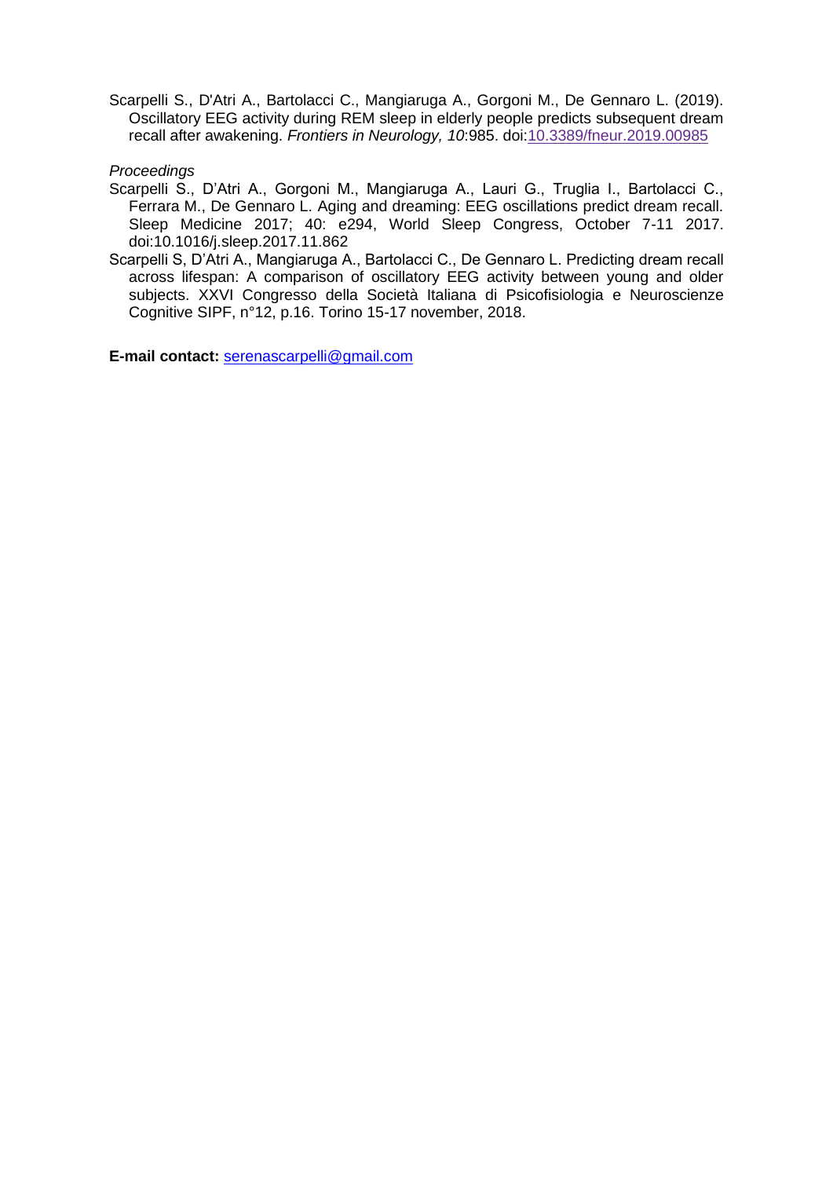Scarpelli S., D'Atri A., Bartolacci C., Mangiaruga A., Gorgoni M., De Gennaro L. (2019). Oscillatory EEG activity during REM sleep in elderly people predicts subsequent dream recall after awakening. *Frontiers in Neurology, 10*:985. doi:10.3389/fneur.2019.00985

*Proceedings*

Scarpelli S., D'Atri A., Gorgoni M., Mangiaruga A., Lauri G., Truglia I., Bartolacci C., Ferrara M., De Gennaro L. Aging and dreaming: EEG oscillations predict dream recall. Sleep Medicine 2017; 40: e294, World Sleep Congress, October 7-11 2017. doi:10.1016/j.sleep.2017.11.862

Scarpelli S, D'Atri A., Mangiaruga A., Bartolacci C., De Gennaro L. Predicting dream recall across lifespan: A comparison of oscillatory EEG activity between young and older subjects. XXVI Congresso della Società Italiana di Psicofisiologia e Neuroscienze Cognitive SIPF, n°12, p.16. Torino 15-17 november, 2018.

**E-mail contact:** serenascarpelli@gmail.com